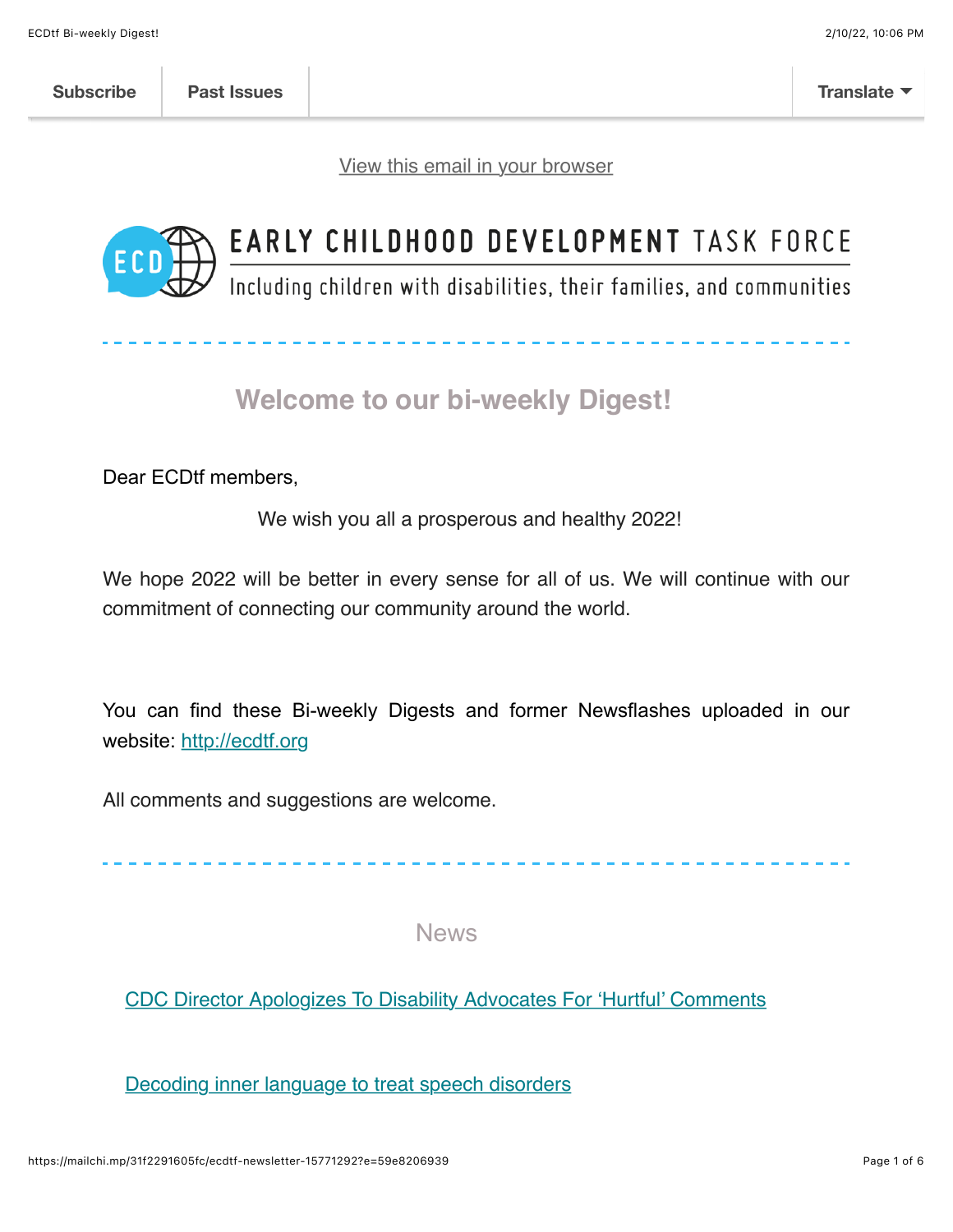Subscribe | Past Issues | Translate

View this email in your browser

EARLY CHILDHOOD DEVELOPMENT TASK FORCE

Including children with disabilities, their families, and communities

## Welcome to our bi-weekly Digest!

Dear ECDtf members,

We wish you all a prosperous and healthy 2022!

We hope 2022 will be better in every sense for all of us. We will continue with our commitment of connecting our community around the world.

You can find these Bi-weekly Digests and former Newsflashes uploaded in our website: http://ecdtf.org

All comments and suggestions are welcome.

## News

CDC Director Apologizes To Disability Advocates For 'Hurtful' Comments

Decoding inner language to treat speech disorders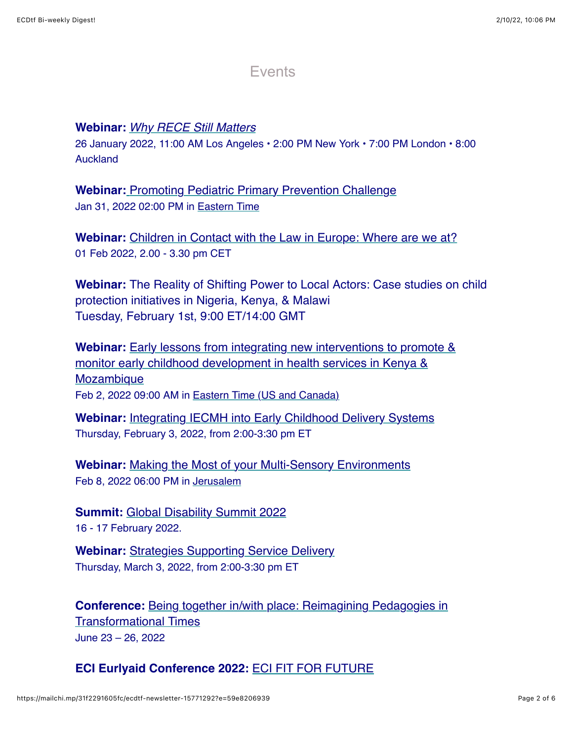## Events

**Webinar:** *Why RECE Still Matters*
26 January 2022, 11:00 AM Los Angeles • 2:00 PM New York • 7:00 PM London • 8:00 Auckland

**Webinar:** Promoting Pediatric Primary Prevention Challenge
Jan 31, 2022 02:00 PM in Eastern Time

**Webinar:** Children in Contact with the Law in Europe: Where are we at?
01 Feb 2022, 2.00 - 3.30 pm CET

**Webinar:** The Reality of Shifting Power to Local Actors: Case studies on child protection initiatives in Nigeria, Kenya, & Malawi
Tuesday, February 1st, 9:00 ET/14:00 GMT

**Webinar:** Early lessons from integrating new interventions to promote & monitor early childhood development in health services in Kenya & Mozambique
Feb 2, 2022 09:00 AM in Eastern Time (US and Canada)

**Webinar:** Integrating IECMH into Early Childhood Delivery Systems
Thursday, February 3, 2022, from 2:00-3:30 pm ET

**Webinar:** Making the Most of your Multi-Sensory Environments
Feb 8, 2022 06:00 PM in Jerusalem

**Summit:** Global Disability Summit 2022
16 - 17 February 2022.

**Webinar:** Strategies Supporting Service Delivery
Thursday, March 3, 2022, from 2:00-3:30 pm ET

**Conference:** Being together in/with place: Reimagining Pedagogies in Transformational Times
June 23 – 26, 2022

**ECI Eurlyaid Conference 2022:** ECI FIT FOR FUTURE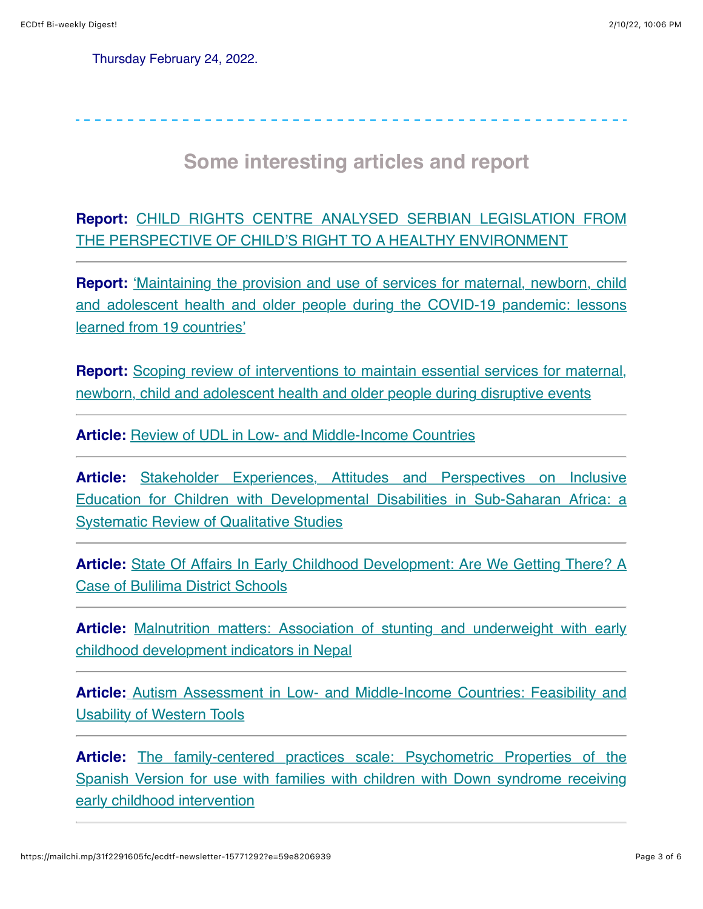Thursday February 24, 2022.

---

## Some interesting articles and report

**Report:** CHILD RIGHTS CENTRE ANALYSED SERBIAN LEGISLATION FROM THE PERSPECTIVE OF CHILD'S RIGHT TO A HEALTHY ENVIRONMENT

---

**Report:** 'Maintaining the provision and use of services for maternal, newborn, child and adolescent health and older people during the COVID-19 pandemic: lessons learned from 19 countries'

**Report:** Scoping review of interventions to maintain essential services for maternal, newborn, child and adolescent health and older people during disruptive events

---

**Article:** Review of UDL in Low- and Middle-Income Countries

---

**Article:** Stakeholder Experiences, Attitudes and Perspectives on Inclusive Education for Children with Developmental Disabilities in Sub-Saharan Africa: a Systematic Review of Qualitative Studies

---

**Article:** State Of Affairs In Early Childhood Development: Are We Getting There? A Case of Bulilima District Schools

---

**Article:** Malnutrition matters: Association of stunting and underweight with early childhood development indicators in Nepal

---

**Article:** Autism Assessment in Low- and Middle-Income Countries: Feasibility and Usability of Western Tools

---

**Article:** The family-centered practices scale: Psychometric Properties of the Spanish Version for use with families with children with Down syndrome receiving early childhood intervention

---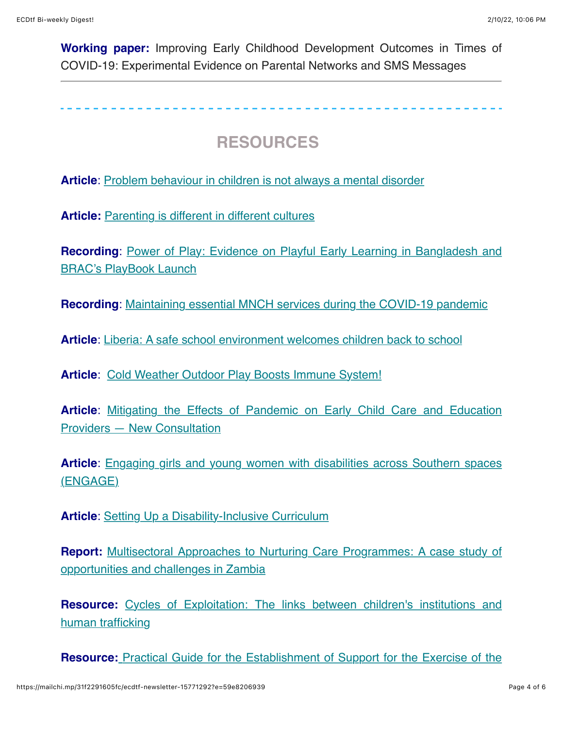**Working paper:** Improving Early Childhood Development Outcomes in Times of COVID-19: Experimental Evidence on Parental Networks and SMS Messages

---

## RESOURCES

**Article**: Problem behaviour in children is not always a mental disorder

**Article:** Parenting is different in different cultures

**Recording**: Power of Play: Evidence on Playful Early Learning in Bangladesh and BRAC's PlayBook Launch

**Recording**: Maintaining essential MNCH services during the COVID-19 pandemic

**Article**: Liberia: A safe school environment welcomes children back to school

**Article**: Cold Weather Outdoor Play Boosts Immune System!

**Article**: Mitigating the Effects of Pandemic on Early Child Care and Education Providers — New Consultation

**Article**: Engaging girls and young women with disabilities across Southern spaces (ENGAGE)

**Article**: Setting Up a Disability-Inclusive Curriculum

**Report:** Multisectoral Approaches to Nurturing Care Programmes: A case study of opportunities and challenges in Zambia

**Resource:** Cycles of Exploitation: The links between children's institutions and human trafficking

**Resource:** Practical Guide for the Establishment of Support for the Exercise of the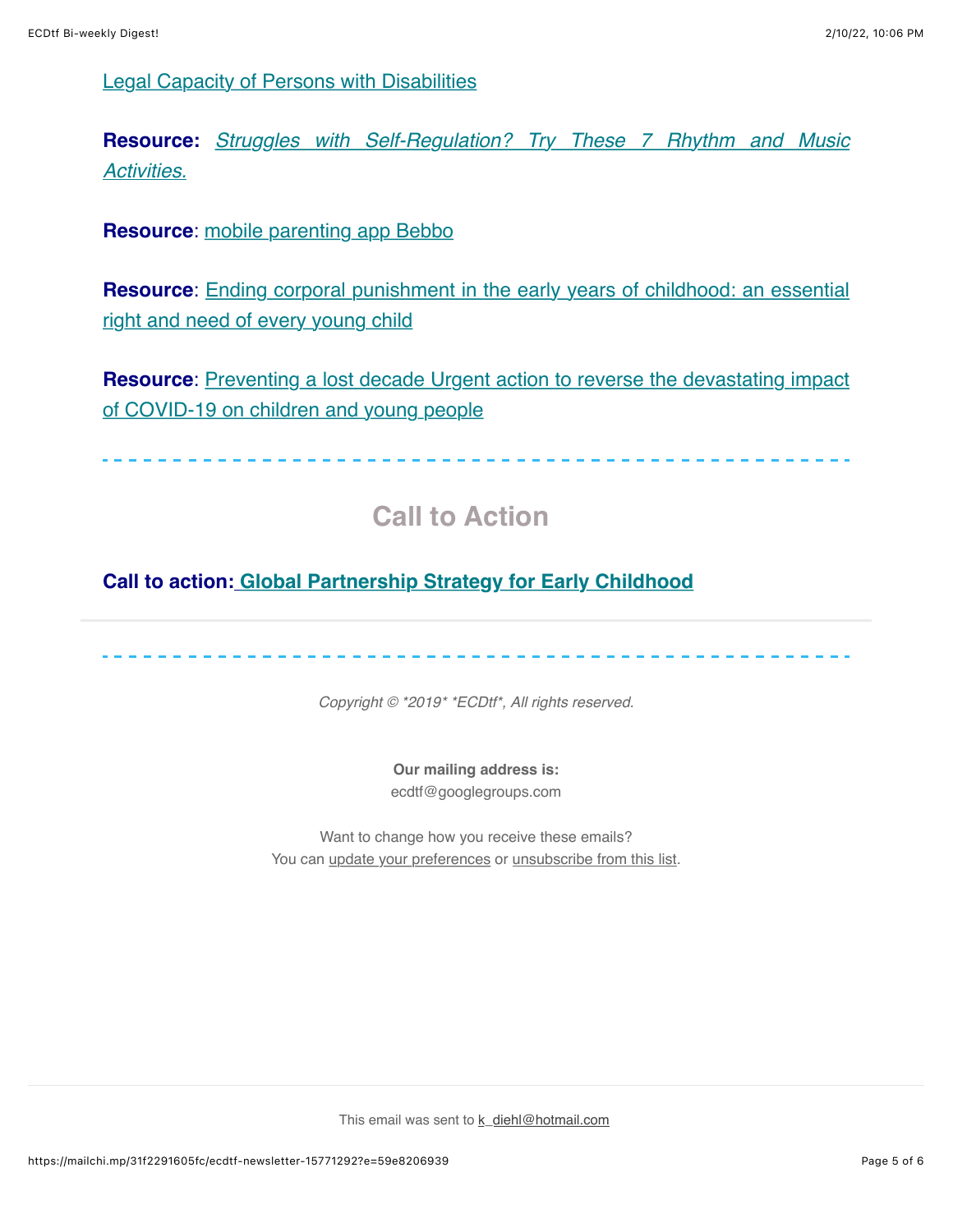Legal Capacity of Persons with Disabilities

**Resource:** *Struggles with Self-Regulation? Try These 7 Rhythm and Music Activities.*

**Resource**: mobile parenting app Bebbo

**Resource**: Ending corporal punishment in the early years of childhood: an essential right and need of every young child

**Resource**: Preventing a lost decade Urgent action to reverse the devastating impact of COVID-19 on children and young people

---

## Call to Action

**Call to action: Global Partnership Strategy for Early Childhood**

---

*Copyright © *2019* *ECDtf*, All rights reserved.*

**Our mailing address is:**
ecdtf@googlegroups.com

Want to change how you receive these emails?
You can update your preferences or unsubscribe from this list.

This email was sent to k_diehl@hotmail.com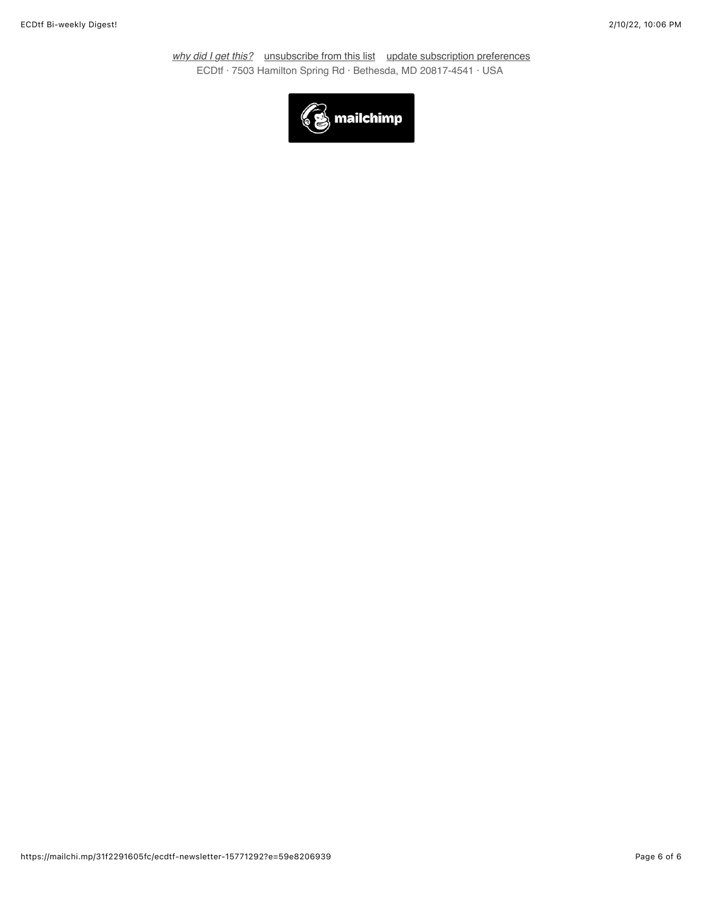*why did I get this?* unsubscribe from this list update subscription preferences

ECDtf · 7503 Hamilton Spring Rd · Bethesda, MD 20817-4541 · USA

mailchimp